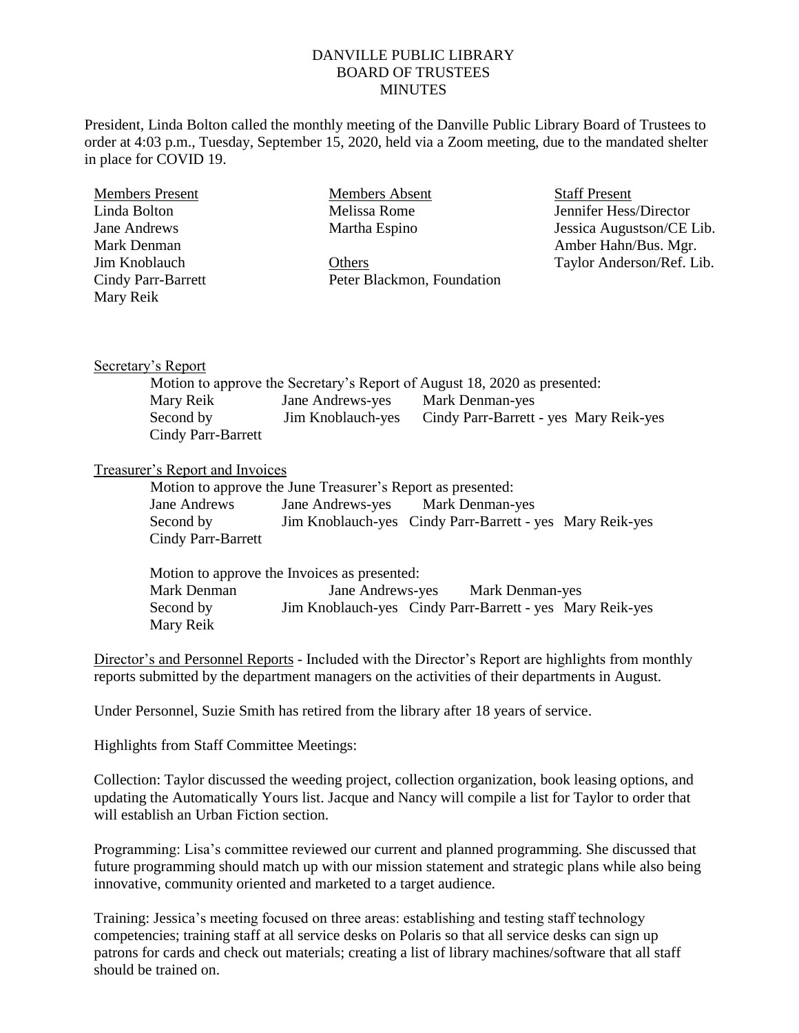# DANVILLE PUBLIC LIBRARY
## BOARD OF TRUSTEES
## MINUTES

President, Linda Bolton called the monthly meeting of the Danville Public Library Board of Trustees to order at 4:03 p.m., Tuesday, September 15, 2020, held via a Zoom meeting, due to the mandated shelter in place for COVID 19.

| Members Present | Members Absent | Staff Present |
|---|---|---|
| Linda Bolton | Melissa Rome | Jennifer Hess/Director |
| Jane Andrews | Martha Espino | Jessica Augustson/CE Lib. |
| Mark Denman | | Amber Hahn/Bus. Mgr. |
| Jim Knoblauch | Others | Taylor Anderson/Ref. Lib. |
| Cindy Parr-Barrett | Peter Blackmon, Foundation | |
| Mary Reik | | |

Secretary's Report

Motion to approve the Secretary's Report of August 18, 2020 as presented:

| | | |
|---|---|---|
| Mary Reik | Jane Andrews-yes | Mark Denman-yes |
| Second by | Jim Knoblauch-yes | Cindy Parr-Barrett - yes Mary Reik-yes |
| Cindy Parr-Barrett | | |

Treasurer's Report and Invoices

Motion to approve the June Treasurer's Report as presented:

| | | |
|---|---|---|
| Jane Andrews | Jane Andrews-yes | Mark Denman-yes |
| Second by | Jim Knoblauch-yes Cindy Parr-Barrett - yes Mary Reik-yes | |
| Cindy Parr-Barrett | | |

Motion to approve the Invoices as presented:

| | | |
|---|---|---|
| Mark Denman | Jane Andrews-yes | Mark Denman-yes |
| Second by | Jim Knoblauch-yes Cindy Parr-Barrett - yes Mary Reik-yes | |
| Mary Reik | | |

Director's and Personnel Reports - Included with the Director's Report are highlights from monthly reports submitted by the department managers on the activities of their departments in August.

Under Personnel, Suzie Smith has retired from the library after 18 years of service.

Highlights from Staff Committee Meetings:

Collection: Taylor discussed the weeding project, collection organization, book leasing options, and updating the Automatically Yours list. Jacque and Nancy will compile a list for Taylor to order that will establish an Urban Fiction section.

Programming: Lisa's committee reviewed our current and planned programming. She discussed that future programming should match up with our mission statement and strategic plans while also being innovative, community oriented and marketed to a target audience.

Training: Jessica's meeting focused on three areas: establishing and testing staff technology competencies; training staff at all service desks on Polaris so that all service desks can sign up patrons for cards and check out materials; creating a list of library machines/software that all staff should be trained on.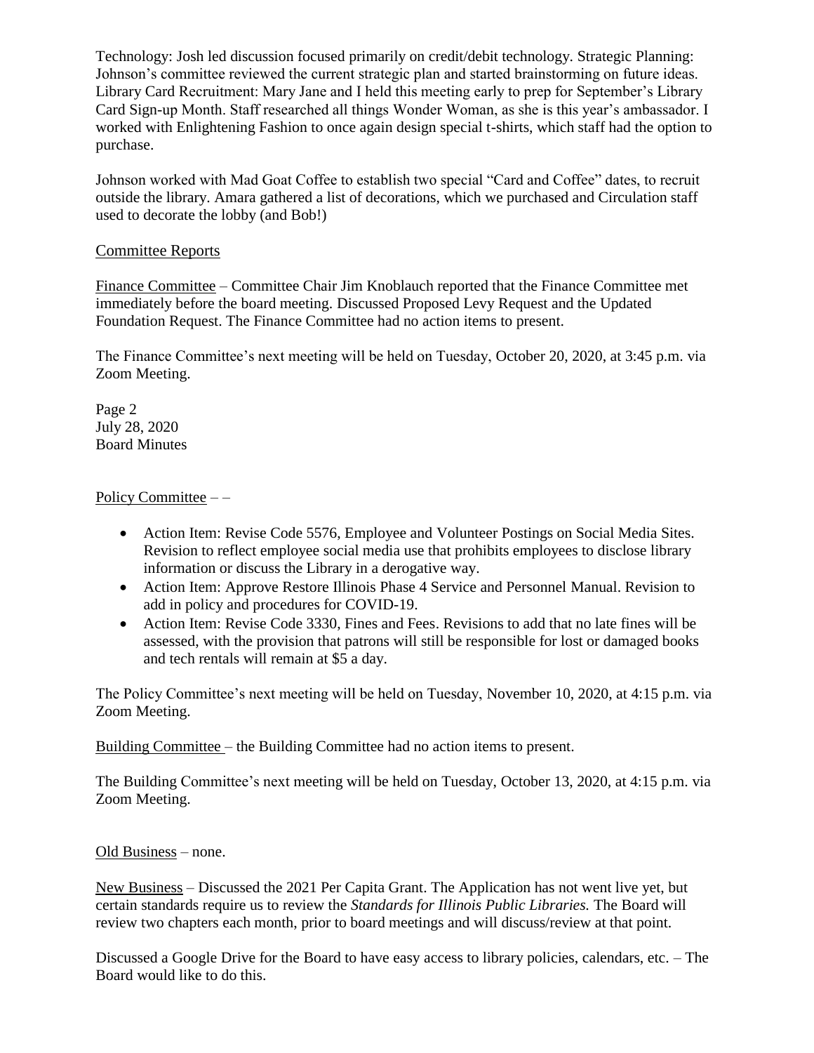Technology: Josh led discussion focused primarily on credit/debit technology. Strategic Planning: Johnson's committee reviewed the current strategic plan and started brainstorming on future ideas. Library Card Recruitment: Mary Jane and I held this meeting early to prep for September's Library Card Sign-up Month. Staff researched all things Wonder Woman, as she is this year's ambassador. I worked with Enlightening Fashion to once again design special t-shirts, which staff had the option to purchase.

Johnson worked with Mad Goat Coffee to establish two special "Card and Coffee" dates, to recruit outside the library. Amara gathered a list of decorations, which we purchased and Circulation staff used to decorate the lobby (and Bob!)

Committee Reports

Finance Committee – Committee Chair Jim Knoblauch reported that the Finance Committee met immediately before the board meeting. Discussed Proposed Levy Request and the Updated Foundation Request. The Finance Committee had no action items to present.

The Finance Committee's next meeting will be held on Tuesday, October 20, 2020, at 3:45 p.m. via Zoom Meeting.

Policy Committee – –

- Action Item: Revise Code 5576, Employee and Volunteer Postings on Social Media Sites. Revision to reflect employee social media use that prohibits employees to disclose library information or discuss the Library in a derogative way.
- Action Item: Approve Restore Illinois Phase 4 Service and Personnel Manual. Revision to add in policy and procedures for COVID-19.
- Action Item: Revise Code 3330, Fines and Fees. Revisions to add that no late fines will be assessed, with the provision that patrons will still be responsible for lost or damaged books and tech rentals will remain at $5 a day.

The Policy Committee's next meeting will be held on Tuesday, November 10, 2020, at 4:15 p.m. via Zoom Meeting.

Building Committee – the Building Committee had no action items to present.

The Building Committee's next meeting will be held on Tuesday, October 13, 2020, at 4:15 p.m. via Zoom Meeting.

Old Business – none.

New Business – Discussed the 2021 Per Capita Grant. The Application has not went live yet, but certain standards require us to review the *Standards for Illinois Public Libraries.* The Board will review two chapters each month, prior to board meetings and will discuss/review at that point.

Discussed a Google Drive for the Board to have easy access to library policies, calendars, etc. – The Board would like to do this.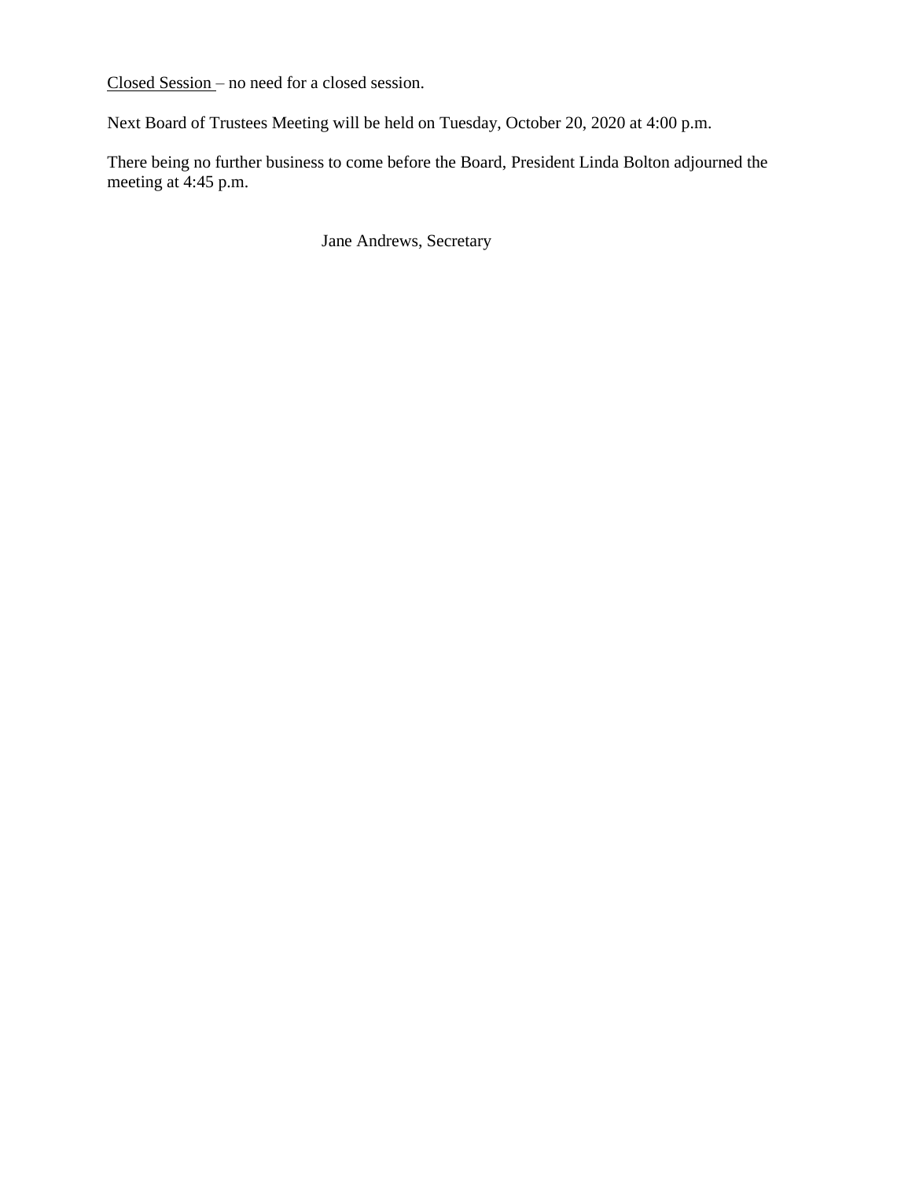Closed Session – no need for a closed session.

Next Board of Trustees Meeting will be held on Tuesday, October 20, 2020 at 4:00 p.m.

There being no further business to come before the Board, President Linda Bolton adjourned the meeting at 4:45 p.m.

Jane Andrews, Secretary